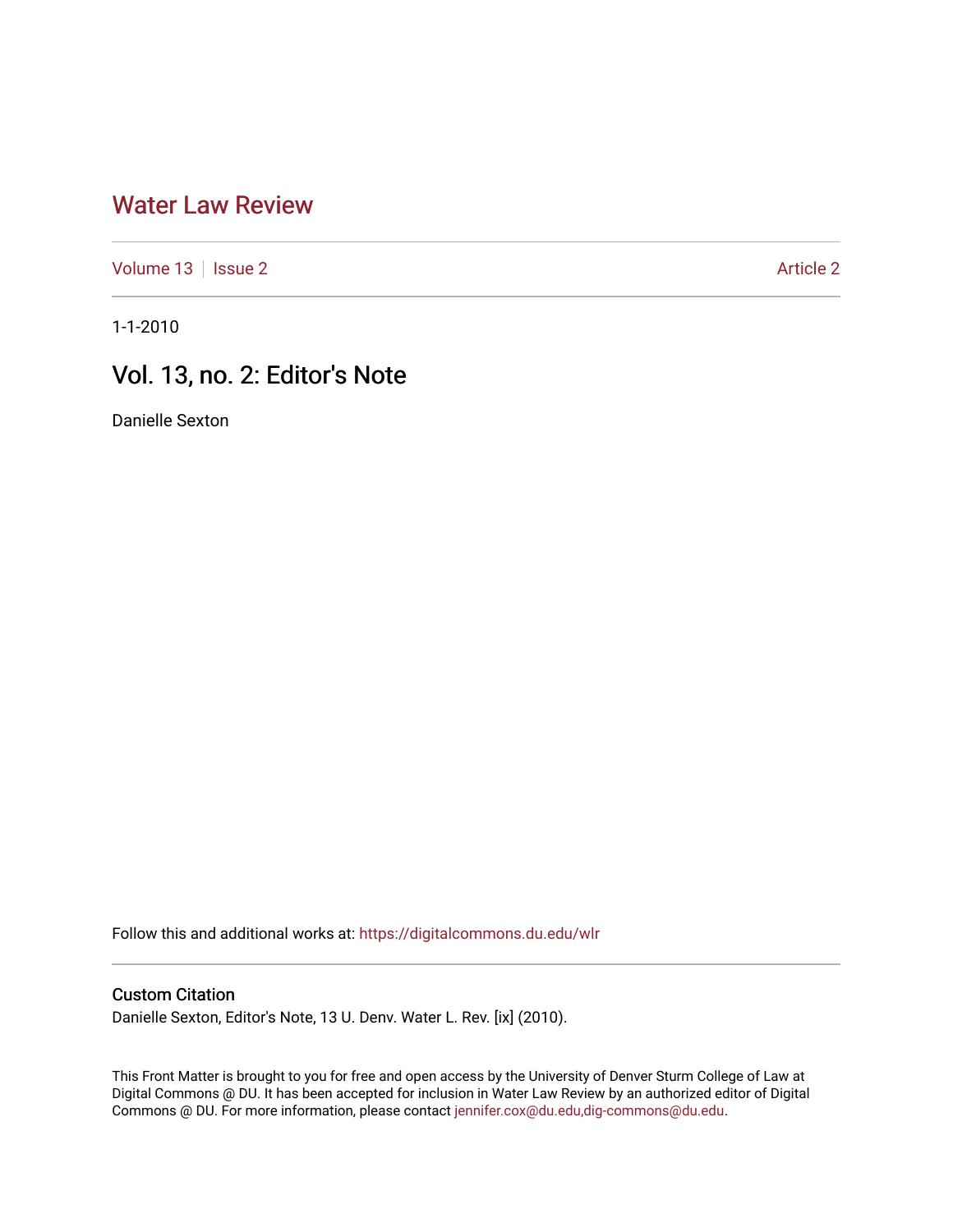# Water Law Review

Volume 13 | Issue 2 | Article 2

1-1-2010

## Vol. 13, no. 2: Editor's Note

Danielle Sexton

Follow this and additional works at: https://digitalcommons.du.edu/wlr

### Custom Citation

Danielle Sexton, Editor's Note, 13 U. Denv. Water L. Rev. [ix] (2010).

This Front Matter is brought to you for free and open access by the University of Denver Sturm College of Law at Digital Commons @ DU. It has been accepted for inclusion in Water Law Review by an authorized editor of Digital Commons @ DU. For more information, please contact jennifer.cox@du.edu,dig-commons@du.edu.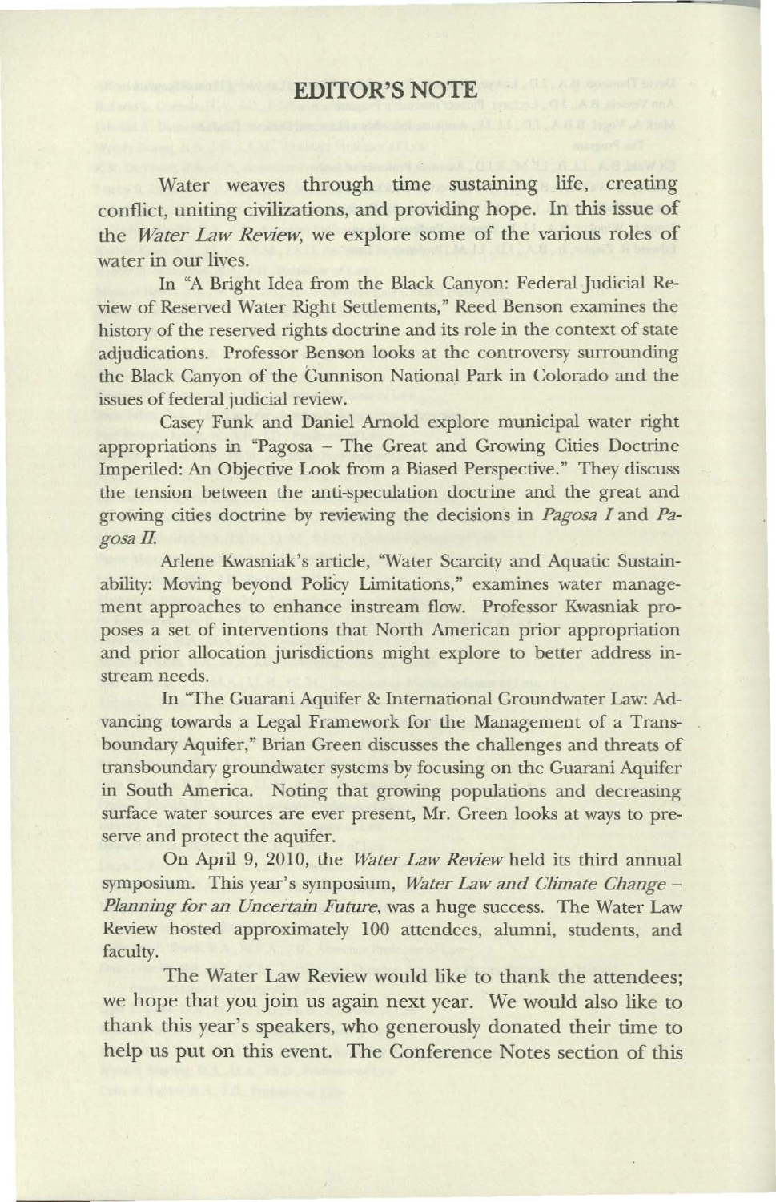## EDITOR'S NOTE

Water weaves through time sustaining life, creating conflict, uniting civilizations, and providing hope. In this issue of the *Water Law Review*, we explore some of the various roles of water in our lives.

In "A Bright Idea from the Black Canyon: Federal Judicial Review of Reserved Water Right Settlements," Reed Benson examines the history of the reserved rights doctrine and its role in the context of state adjudications. Professor Benson looks at the controversy surrounding the Black Canyon of the Gunnison National Park in Colorado and the issues of federal judicial review.

Casey Funk and Daniel Arnold explore municipal water right appropriations in "Pagosa – The Great and Growing Cities Doctrine Imperiled: An Objective Look from a Biased Perspective." They discuss the tension between the anti-speculation doctrine and the great and growing cities doctrine by reviewing the decisions in *Pagosa I* and *Pagosa II*.

Arlene Kwasniak's article, "Water Scarcity and Aquatic Sustainability: Moving beyond Policy Limitations," examines water management approaches to enhance instream flow. Professor Kwasniak proposes a set of interventions that North American prior appropriation and prior allocation jurisdictions might explore to better address instream needs.

In "The Guarani Aquifer & International Groundwater Law: Advancing towards a Legal Framework for the Management of a Transboundary Aquifer," Brian Green discusses the challenges and threats of transboundary groundwater systems by focusing on the Guarani Aquifer in South America. Noting that growing populations and decreasing surface water sources are ever present, Mr. Green looks at ways to preserve and protect the aquifer.

On April 9, 2010, the *Water Law Review* held its third annual symposium. This year's symposium, *Water Law and Climate Change – Planning for an Uncertain Future*, was a huge success. The Water Law Review hosted approximately 100 attendees, alumni, students, and faculty.

The Water Law Review would like to thank the attendees; we hope that you join us again next year. We would also like to thank this year's speakers, who generously donated their time to help us put on this event. The Conference Notes section of this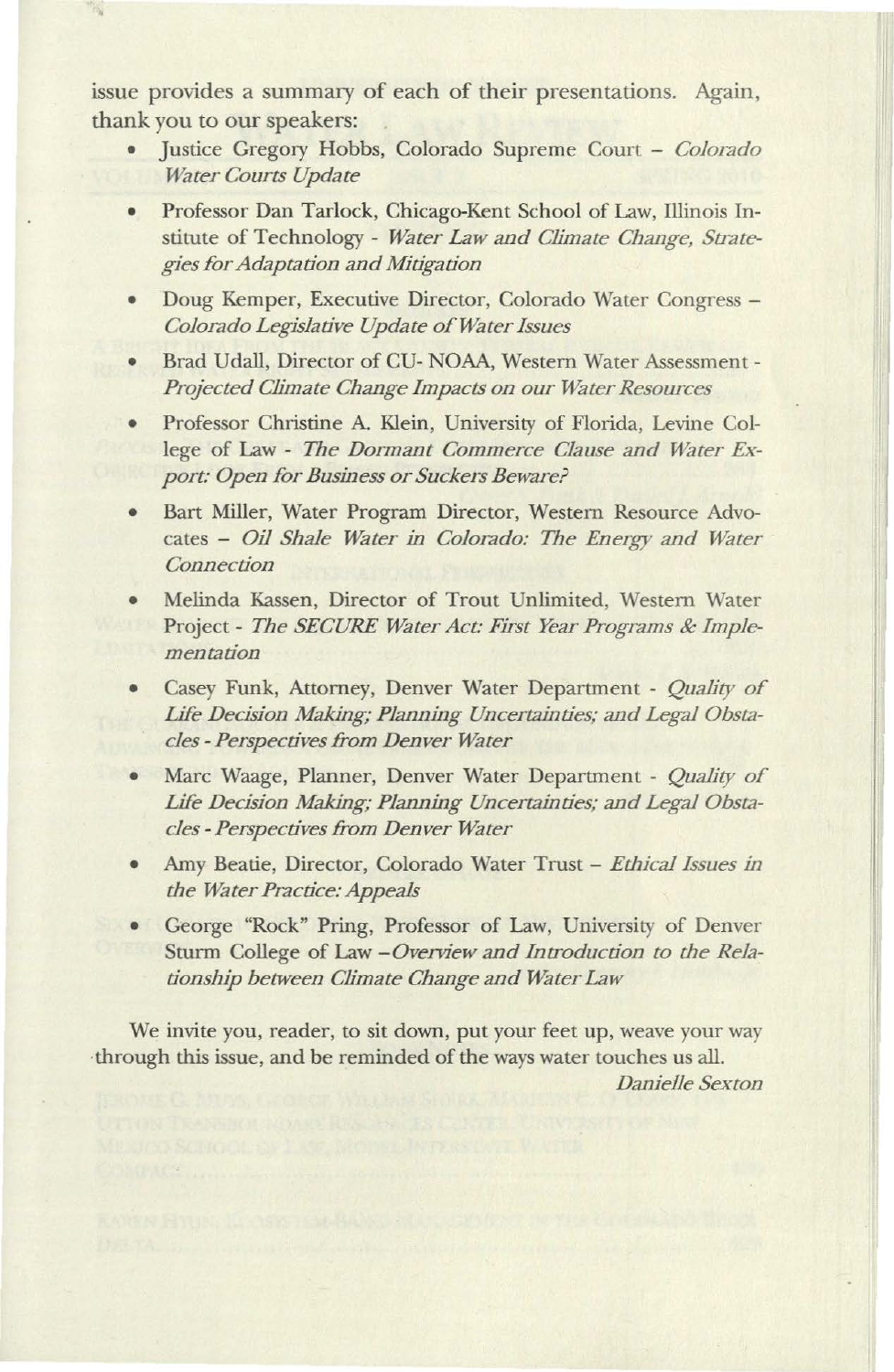issue provides a summary of each of their presentations. Again, thank you to our speakers:

- Justice Gregory Hobbs, Colorado Supreme Court – *Colorado Water Courts Update*
- Professor Dan Tarlock, Chicago-Kent School of Law, Illinois Institute of Technology - *Water Law and Climate Change, Strategies for Adaptation and Mitigation*
- Doug Kemper, Executive Director, Colorado Water Congress – *Colorado Legislative Update of Water Issues*
- Brad Udall, Director of CU- NOAA, Western Water Assessment - *Projected Climate Change Impacts on our Water Resources*
- Professor Christine A. Klein, University of Florida, Levine College of Law - *The Dormant Commerce Clause and Water Export: Open for Business or Suckers Beware?*
- Bart Miller, Water Program Director, Western Resource Advocates – *Oil Shale Water in Colorado: The Energy and Water Connection*
- Melinda Kassen, Director of Trout Unlimited, Western Water Project - *The SECURE Water Act: First Year Programs & Implementation*
- Casey Funk, Attorney, Denver Water Department - *Quality of Life Decision Making; Planning Uncertainties; and Legal Obstacles - Perspectives from Denver Water*
- Marc Waage, Planner, Denver Water Department - *Quality of Life Decision Making; Planning Uncertainties; and Legal Obstacles - Perspectives from Denver Water*
- Amy Beatie, Director, Colorado Water Trust – *Ethical Issues in the Water Practice: Appeals*
- George "Rock" Pring, Professor of Law, University of Denver Sturm College of Law –*Overview and Introduction to the Relationship between Climate Change and Water Law*

We invite you, reader, to sit down, put your feet up, weave your way through this issue, and be reminded of the ways water touches us all.

*Danielle Sexton*